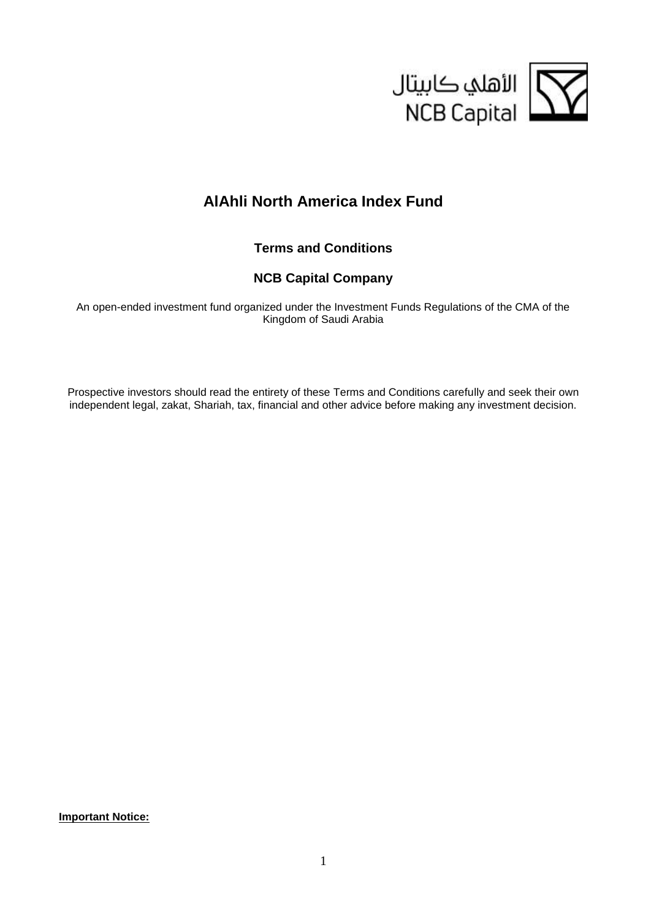الأهلي كابيتال
NCB Capital

# AlAhli North America Index Fund

## Terms and Conditions

## NCB Capital Company

An open-ended investment fund organized under the Investment Funds Regulations of the CMA of the Kingdom of Saudi Arabia

Prospective investors should read the entirety of these Terms and Conditions carefully and seek their own independent legal, zakat, Shariah, tax, financial and other advice before making any investment decision.

**Important Notice:**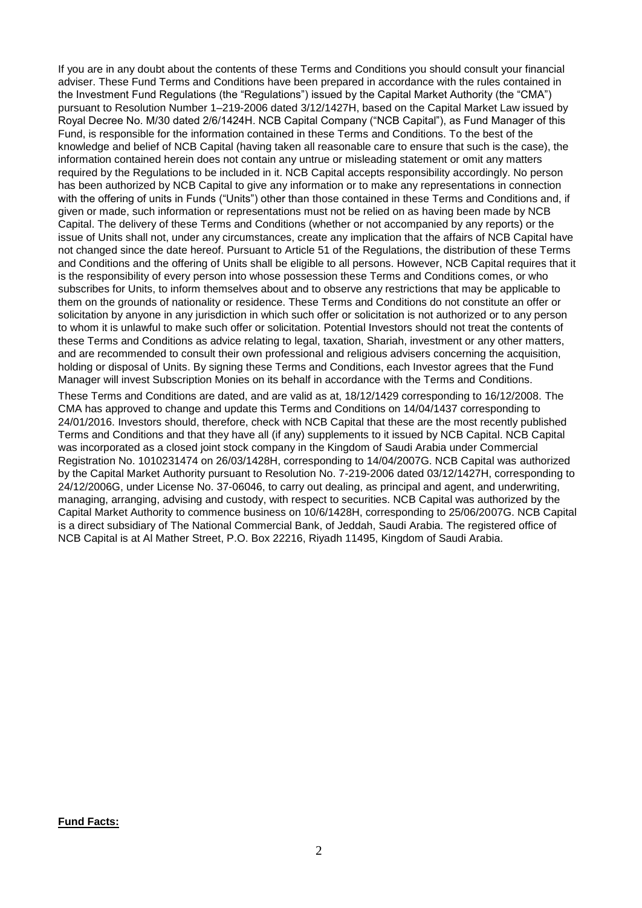If you are in any doubt about the contents of these Terms and Conditions you should consult your financial adviser. These Fund Terms and Conditions have been prepared in accordance with the rules contained in the Investment Fund Regulations (the "Regulations") issued by the Capital Market Authority (the "CMA") pursuant to Resolution Number 1–219-2006 dated 3/12/1427H, based on the Capital Market Law issued by Royal Decree No. M/30 dated 2/6/1424H. NCB Capital Company ("NCB Capital"), as Fund Manager of this Fund, is responsible for the information contained in these Terms and Conditions. To the best of the knowledge and belief of NCB Capital (having taken all reasonable care to ensure that such is the case), the information contained herein does not contain any untrue or misleading statement or omit any matters required by the Regulations to be included in it. NCB Capital accepts responsibility accordingly. No person has been authorized by NCB Capital to give any information or to make any representations in connection with the offering of units in Funds ("Units") other than those contained in these Terms and Conditions and, if given or made, such information or representations must not be relied on as having been made by NCB Capital. The delivery of these Terms and Conditions (whether or not accompanied by any reports) or the issue of Units shall not, under any circumstances, create any implication that the affairs of NCB Capital have not changed since the date hereof. Pursuant to Article 51 of the Regulations, the distribution of these Terms and Conditions and the offering of Units shall be eligible to all persons. However, NCB Capital requires that it is the responsibility of every person into whose possession these Terms and Conditions comes, or who subscribes for Units, to inform themselves about and to observe any restrictions that may be applicable to them on the grounds of nationality or residence. These Terms and Conditions do not constitute an offer or solicitation by anyone in any jurisdiction in which such offer or solicitation is not authorized or to any person to whom it is unlawful to make such offer or solicitation. Potential Investors should not treat the contents of these Terms and Conditions as advice relating to legal, taxation, Shariah, investment or any other matters, and are recommended to consult their own professional and religious advisers concerning the acquisition, holding or disposal of Units. By signing these Terms and Conditions, each Investor agrees that the Fund Manager will invest Subscription Monies on its behalf in accordance with the Terms and Conditions.

These Terms and Conditions are dated, and are valid as at, 18/12/1429 corresponding to 16/12/2008. The CMA has approved to change and update this Terms and Conditions on 14/04/1437 corresponding to 24/01/2016. Investors should, therefore, check with NCB Capital that these are the most recently published Terms and Conditions and that they have all (if any) supplements to it issued by NCB Capital. NCB Capital was incorporated as a closed joint stock company in the Kingdom of Saudi Arabia under Commercial Registration No. 1010231474 on 26/03/1428H, corresponding to 14/04/2007G. NCB Capital was authorized by the Capital Market Authority pursuant to Resolution No. 7-219-2006 dated 03/12/1427H, corresponding to 24/12/2006G, under License No. 37-06046, to carry out dealing, as principal and agent, and underwriting, managing, arranging, advising and custody, with respect to securities. NCB Capital was authorized by the Capital Market Authority to commence business on 10/6/1428H, corresponding to 25/06/2007G. NCB Capital is a direct subsidiary of The National Commercial Bank, of Jeddah, Saudi Arabia. The registered office of NCB Capital is at Al Mather Street, P.O. Box 22216, Riyadh 11495, Kingdom of Saudi Arabia.

**Fund Facts:**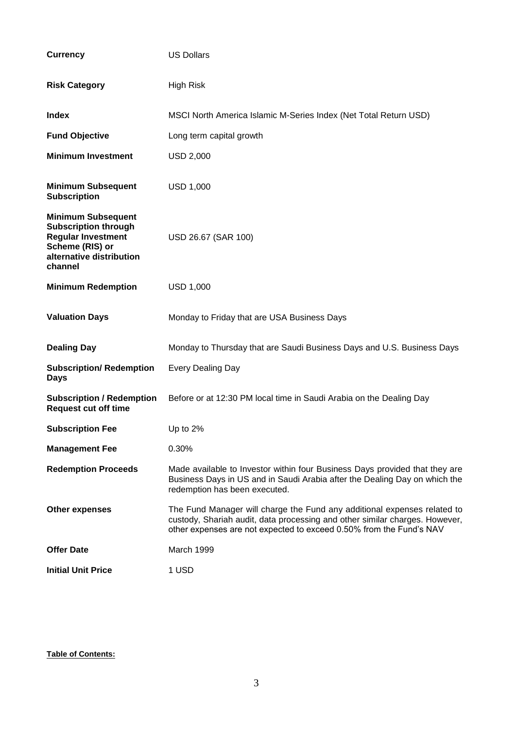| | |
|---|---|
| **Currency** | US Dollars |
| **Risk Category** | High Risk |
| **Index** | MSCI North America Islamic M-Series Index (Net Total Return USD) |
| **Fund Objective** | Long term capital growth |
| **Minimum Investment** | USD 2,000 |
| **Minimum Subsequent Subscription** | USD 1,000 |
| **Minimum Subsequent Subscription through Regular Investment Scheme (RIS) or alternative distribution channel** | USD 26.67 (SAR 100) |
| **Minimum Redemption** | USD 1,000 |
| **Valuation Days** | Monday to Friday that are USA Business Days |
| **Dealing Day** | Monday to Thursday that are Saudi Business Days and U.S. Business Days |
| **Subscription/ Redemption Days** | Every Dealing Day |
| **Subscription / Redemption Request cut off time** | Before or at 12:30 PM local time in Saudi Arabia on the Dealing Day |
| **Subscription Fee** | Up to 2% |
| **Management Fee** | 0.30% |
| **Redemption Proceeds** | Made available to Investor within four Business Days provided that they are Business Days in US and in Saudi Arabia after the Dealing Day on which the redemption has been executed. |
| **Other expenses** | The Fund Manager will charge the Fund any additional expenses related to custody, Shariah audit, data processing and other similar charges. However, other expenses are not expected to exceed 0.50% from the Fund's NAV |
| **Offer Date** | March 1999 |
| **Initial Unit Price** | 1 USD |

**Table of Contents:**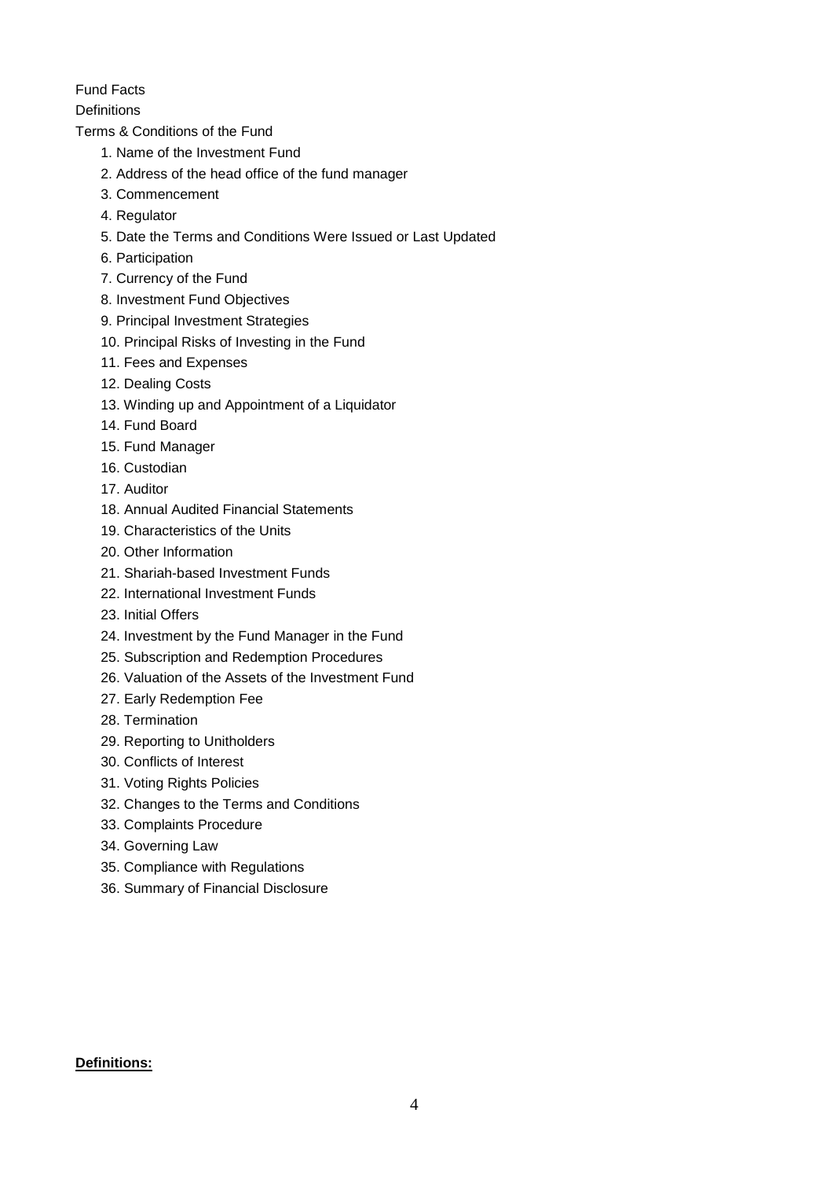Fund Facts

Definitions

Terms & Conditions of the Fund

1. Name of the Investment Fund
2. Address of the head office of the fund manager
3. Commencement
4. Regulator
5. Date the Terms and Conditions Were Issued or Last Updated
6. Participation
7. Currency of the Fund
8. Investment Fund Objectives
9. Principal Investment Strategies
10. Principal Risks of Investing in the Fund
11. Fees and Expenses
12. Dealing Costs
13. Winding up and Appointment of a Liquidator
14. Fund Board
15. Fund Manager
16. Custodian
17. Auditor
18. Annual Audited Financial Statements
19. Characteristics of the Units
20. Other Information
21. Shariah-based Investment Funds
22. International Investment Funds
23. Initial Offers
24. Investment by the Fund Manager in the Fund
25. Subscription and Redemption Procedures
26. Valuation of the Assets of the Investment Fund
27. Early Redemption Fee
28. Termination
29. Reporting to Unitholders
30. Conflicts of Interest
31. Voting Rights Policies
32. Changes to the Terms and Conditions
33. Complaints Procedure
34. Governing Law
35. Compliance with Regulations
36. Summary of Financial Disclosure

**Definitions:**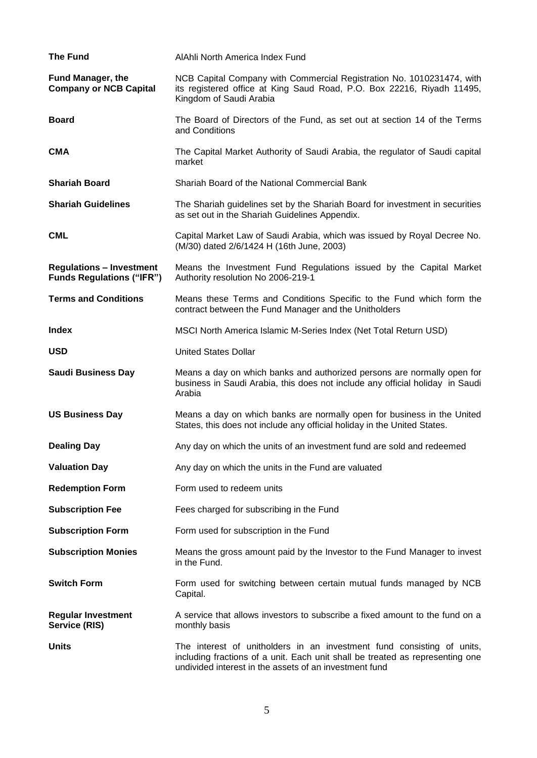| | |
|---|---|
| **The Fund** | AlAhli North America Index Fund |
| **Fund Manager, the Company or NCB Capital** | NCB Capital Company with Commercial Registration No. 1010231474, with its registered office at King Saud Road, P.O. Box 22216, Riyadh 11495, Kingdom of Saudi Arabia |
| **Board** | The Board of Directors of the Fund, as set out at section 14 of the Terms and Conditions |
| **CMA** | The Capital Market Authority of Saudi Arabia, the regulator of Saudi capital market |
| **Shariah Board** | Shariah Board of the National Commercial Bank |
| **Shariah Guidelines** | The Shariah guidelines set by the Shariah Board for investment in securities as set out in the Shariah Guidelines Appendix. |
| **CML** | Capital Market Law of Saudi Arabia, which was issued by Royal Decree No. (M/30) dated 2/6/1424 H (16th June, 2003) |
| **Regulations – Investment Funds Regulations ("IFR")** | Means the Investment Fund Regulations issued by the Capital Market Authority resolution No 2006-219-1 |
| **Terms and Conditions** | Means these Terms and Conditions Specific to the Fund which form the contract between the Fund Manager and the Unitholders |
| **Index** | MSCI North America Islamic M-Series Index (Net Total Return USD) |
| **USD** | United States Dollar |
| **Saudi Business Day** | Means a day on which banks and authorized persons are normally open for business in Saudi Arabia, this does not include any official holiday in Saudi Arabia |
| **US Business Day** | Means a day on which banks are normally open for business in the United States, this does not include any official holiday in the United States. |
| **Dealing Day** | Any day on which the units of an investment fund are sold and redeemed |
| **Valuation Day** | Any day on which the units in the Fund are valuated |
| **Redemption Form** | Form used to redeem units |
| **Subscription Fee** | Fees charged for subscribing in the Fund |
| **Subscription Form** | Form used for subscription in the Fund |
| **Subscription Monies** | Means the gross amount paid by the Investor to the Fund Manager to invest in the Fund. |
| **Switch Form** | Form used for switching between certain mutual funds managed by NCB Capital. |
| **Regular Investment Service (RIS)** | A service that allows investors to subscribe a fixed amount to the fund on a monthly basis |
| **Units** | The interest of unitholders in an investment fund consisting of units, including fractions of a unit. Each unit shall be treated as representing one undivided interest in the assets of an investment fund |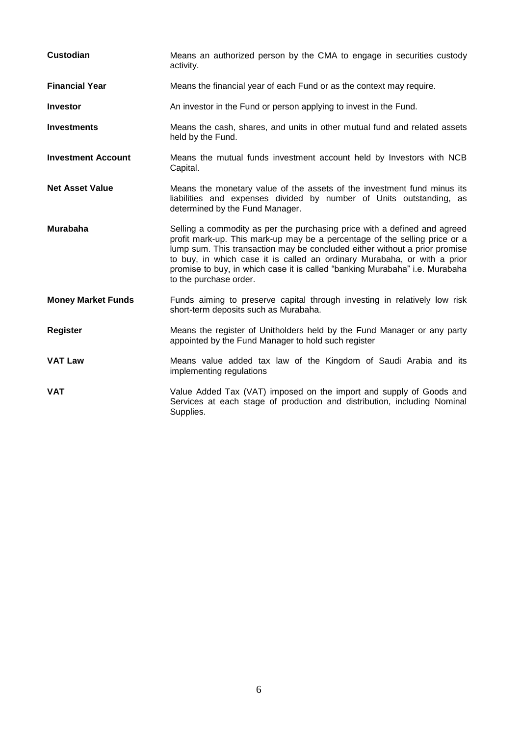**Custodian** Means an authorized person by the CMA to engage in securities custody activity.

**Financial Year** Means the financial year of each Fund or as the context may require.

**Investor** An investor in the Fund or person applying to invest in the Fund.

**Investments** Means the cash, shares, and units in other mutual fund and related assets held by the Fund.

**Investment Account** Means the mutual funds investment account held by Investors with NCB Capital.

**Net Asset Value** Means the monetary value of the assets of the investment fund minus its liabilities and expenses divided by number of Units outstanding, as determined by the Fund Manager.

**Murabaha** Selling a commodity as per the purchasing price with a defined and agreed profit mark-up. This mark-up may be a percentage of the selling price or a lump sum. This transaction may be concluded either without a prior promise to buy, in which case it is called an ordinary Murabaha, or with a prior promise to buy, in which case it is called "banking Murabaha" i.e. Murabaha to the purchase order.

**Money Market Funds** Funds aiming to preserve capital through investing in relatively low risk short-term deposits such as Murabaha.

**Register** Means the register of Unitholders held by the Fund Manager or any party appointed by the Fund Manager to hold such register

**VAT Law** Means value added tax law of the Kingdom of Saudi Arabia and its implementing regulations

**VAT** Value Added Tax (VAT) imposed on the import and supply of Goods and Services at each stage of production and distribution, including Nominal Supplies.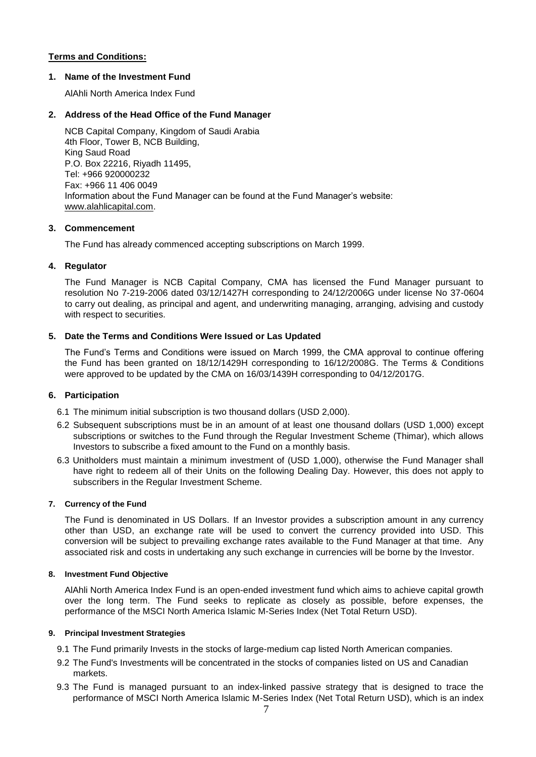**Terms and Conditions:**

### 1. Name of the Investment Fund

AlAhli North America Index Fund

### 2. Address of the Head Office of the Fund Manager

NCB Capital Company, Kingdom of Saudi Arabia
4th Floor, Tower B, NCB Building,
King Saud Road
P.O. Box 22216, Riyadh 11495,
Tel: +966 920000232
Fax: +966 11 406 0049
Information about the Fund Manager can be found at the Fund Manager's website: www.alahlicapital.com.

### 3. Commencement

The Fund has already commenced accepting subscriptions on March 1999.

### 4. Regulator

The Fund Manager is NCB Capital Company, CMA has licensed the Fund Manager pursuant to resolution No 7-219-2006 dated 03/12/1427H corresponding to 24/12/2006G under license No 37-0604 to carry out dealing, as principal and agent, and underwriting managing, arranging, advising and custody with respect to securities.

### 5. Date the Terms and Conditions Were Issued or Las Updated

The Fund's Terms and Conditions were issued on March 1999, the CMA approval to continue offering the Fund has been granted on 18/12/1429H corresponding to 16/12/2008G. The Terms & Conditions were approved to be updated by the CMA on 16/03/1439H corresponding to 04/12/2017G.

### 6. Participation

6.1 The minimum initial subscription is two thousand dollars (USD 2,000).

6.2 Subsequent subscriptions must be in an amount of at least one thousand dollars (USD 1,000) except subscriptions or switches to the Fund through the Regular Investment Scheme (Thimar), which allows Investors to subscribe a fixed amount to the Fund on a monthly basis.

6.3 Unitholders must maintain a minimum investment of (USD 1,000), otherwise the Fund Manager shall have right to redeem all of their Units on the following Dealing Day. However, this does not apply to subscribers in the Regular Investment Scheme.

### 7. Currency of the Fund

The Fund is denominated in US Dollars. If an Investor provides a subscription amount in any currency other than USD, an exchange rate will be used to convert the currency provided into USD. This conversion will be subject to prevailing exchange rates available to the Fund Manager at that time. Any associated risk and costs in undertaking any such exchange in currencies will be borne by the Investor.

### 8. Investment Fund Objective

AlAhli North America Index Fund is an open-ended investment fund which aims to achieve capital growth over the long term. The Fund seeks to replicate as closely as possible, before expenses, the performance of the MSCI North America Islamic M-Series Index (Net Total Return USD).

### 9. Principal Investment Strategies

9.1 The Fund primarily Invests in the stocks of large-medium cap listed North American companies.

9.2 The Fund's Investments will be concentrated in the stocks of companies listed on US and Canadian markets.

9.3 The Fund is managed pursuant to an index-linked passive strategy that is designed to trace the performance of MSCI North America Islamic M-Series Index (Net Total Return USD), which is an index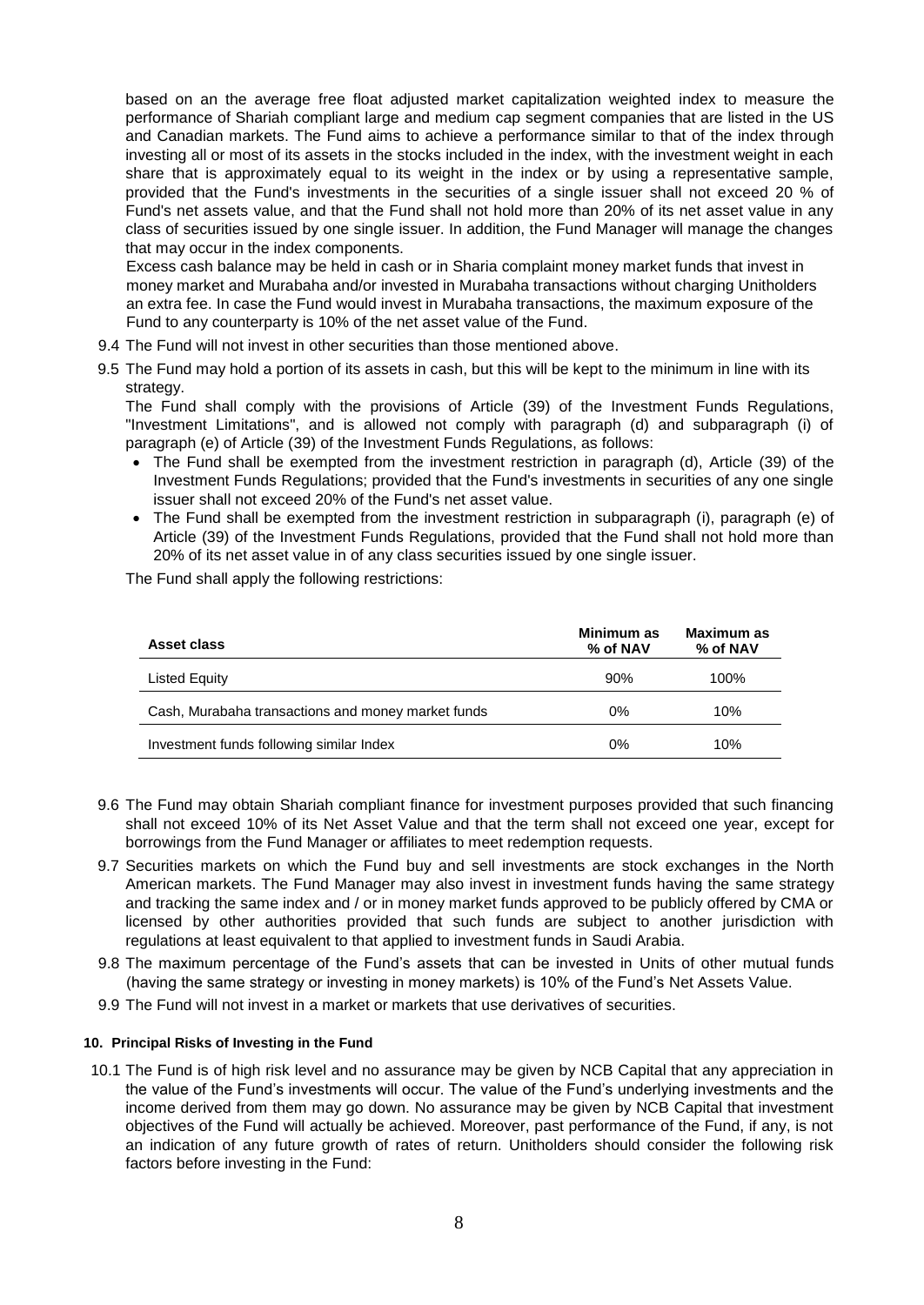based on an the average free float adjusted market capitalization weighted index to measure the performance of Shariah compliant large and medium cap segment companies that are listed in the US and Canadian markets. The Fund aims to achieve a performance similar to that of the index through investing all or most of its assets in the stocks included in the index, with the investment weight in each share that is approximately equal to its weight in the index or by using a representative sample, provided that the Fund's investments in the securities of a single issuer shall not exceed 20 % of Fund's net assets value, and that the Fund shall not hold more than 20% of its net asset value in any class of securities issued by one single issuer. In addition, the Fund Manager will manage the changes that may occur in the index components.

Excess cash balance may be held in cash or in Sharia complaint money market funds that invest in money market and Murabaha and/or invested in Murabaha transactions without charging Unitholders an extra fee. In case the Fund would invest in Murabaha transactions, the maximum exposure of the Fund to any counterparty is 10% of the net asset value of the Fund.

9.4 The Fund will not invest in other securities than those mentioned above.

9.5 The Fund may hold a portion of its assets in cash, but this will be kept to the minimum in line with its strategy.

The Fund shall comply with the provisions of Article (39) of the Investment Funds Regulations, "Investment Limitations", and is allowed not comply with paragraph (d) and subparagraph (i) of paragraph (e) of Article (39) of the Investment Funds Regulations, as follows:

- The Fund shall be exempted from the investment restriction in paragraph (d), Article (39) of the Investment Funds Regulations; provided that the Fund's investments in securities of any one single issuer shall not exceed 20% of the Fund's net asset value.
- The Fund shall be exempted from the investment restriction in subparagraph (i), paragraph (e) of Article (39) of the Investment Funds Regulations, provided that the Fund shall not hold more than 20% of its net asset value in of any class securities issued by one single issuer.

The Fund shall apply the following restrictions:

| Asset class | Minimum as % of NAV | Maximum as % of NAV |
|---|---|---|
| Listed Equity | 90% | 100% |
| Cash, Murabaha transactions and money market funds | 0% | 10% |
| Investment funds following similar Index | 0% | 10% |

9.6 The Fund may obtain Shariah compliant finance for investment purposes provided that such financing shall not exceed 10% of its Net Asset Value and that the term shall not exceed one year, except for borrowings from the Fund Manager or affiliates to meet redemption requests.

9.7 Securities markets on which the Fund buy and sell investments are stock exchanges in the North American markets. The Fund Manager may also invest in investment funds having the same strategy and tracking the same index and / or in money market funds approved to be publicly offered by CMA or licensed by other authorities provided that such funds are subject to another jurisdiction with regulations at least equivalent to that applied to investment funds in Saudi Arabia.

9.8 The maximum percentage of the Fund's assets that can be invested in Units of other mutual funds (having the same strategy or investing in money markets) is 10% of the Fund's Net Assets Value.

9.9 The Fund will not invest in a market or markets that use derivatives of securities.

#### 10. Principal Risks of Investing in the Fund

10.1 The Fund is of high risk level and no assurance may be given by NCB Capital that any appreciation in the value of the Fund's investments will occur. The value of the Fund's underlying investments and the income derived from them may go down. No assurance may be given by NCB Capital that investment objectives of the Fund will actually be achieved. Moreover, past performance of the Fund, if any, is not an indication of any future growth of rates of return. Unitholders should consider the following risk factors before investing in the Fund: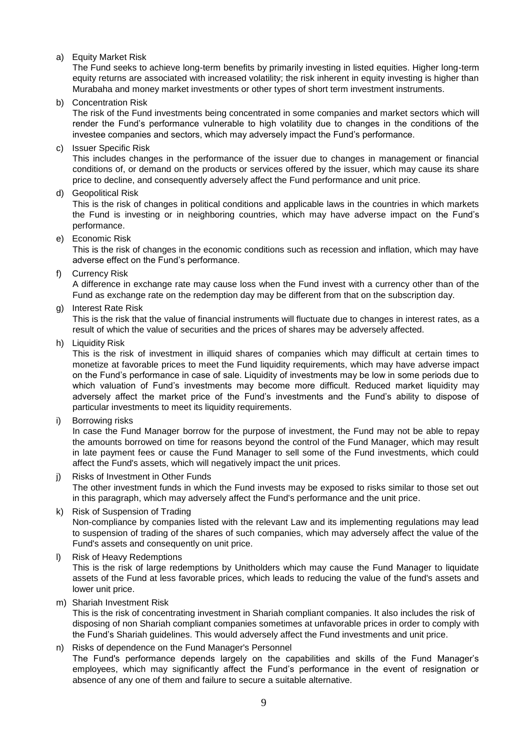a) Equity Market Risk
   The Fund seeks to achieve long-term benefits by primarily investing in listed equities. Higher long-term equity returns are associated with increased volatility; the risk inherent in equity investing is higher than Murabaha and money market investments or other types of short term investment instruments.

b) Concentration Risk
   The risk of the Fund investments being concentrated in some companies and market sectors which will render the Fund's performance vulnerable to high volatility due to changes in the conditions of the investee companies and sectors, which may adversely impact the Fund's performance.

c) Issuer Specific Risk
   This includes changes in the performance of the issuer due to changes in management or financial conditions of, or demand on the products or services offered by the issuer, which may cause its share price to decline, and consequently adversely affect the Fund performance and unit price.

d) Geopolitical Risk
   This is the risk of changes in political conditions and applicable laws in the countries in which markets the Fund is investing or in neighboring countries, which may have adverse impact on the Fund's performance.

e) Economic Risk
   This is the risk of changes in the economic conditions such as recession and inflation, which may have adverse effect on the Fund's performance.

f) Currency Risk
   A difference in exchange rate may cause loss when the Fund invest with a currency other than of the Fund as exchange rate on the redemption day may be different from that on the subscription day.

g) Interest Rate Risk
   This is the risk that the value of financial instruments will fluctuate due to changes in interest rates, as a result of which the value of securities and the prices of shares may be adversely affected.

h) Liquidity Risk
   This is the risk of investment in illiquid shares of companies which may difficult at certain times to monetize at favorable prices to meet the Fund liquidity requirements, which may have adverse impact on the Fund's performance in case of sale. Liquidity of investments may be low in some periods due to which valuation of Fund's investments may become more difficult. Reduced market liquidity may adversely affect the market price of the Fund's investments and the Fund's ability to dispose of particular investments to meet its liquidity requirements.

i) Borrowing risks
   In case the Fund Manager borrow for the purpose of investment, the Fund may not be able to repay the amounts borrowed on time for reasons beyond the control of the Fund Manager, which may result in late payment fees or cause the Fund Manager to sell some of the Fund investments, which could affect the Fund's assets, which will negatively impact the unit prices.

j) Risks of Investment in Other Funds
   The other investment funds in which the Fund invests may be exposed to risks similar to those set out in this paragraph, which may adversely affect the Fund's performance and the unit price.

k) Risk of Suspension of Trading
   Non-compliance by companies listed with the relevant Law and its implementing regulations may lead to suspension of trading of the shares of such companies, which may adversely affect the value of the Fund's assets and consequently on unit price.

l) Risk of Heavy Redemptions
   This is the risk of large redemptions by Unitholders which may cause the Fund Manager to liquidate assets of the Fund at less favorable prices, which leads to reducing the value of the fund's assets and lower unit price.

m) Shariah Investment Risk
   This is the risk of concentrating investment in Shariah compliant companies. It also includes the risk of disposing of non Shariah compliant companies sometimes at unfavorable prices in order to comply with the Fund's Shariah guidelines. This would adversely affect the Fund investments and unit price.

n) Risks of dependence on the Fund Manager's Personnel
   The Fund's performance depends largely on the capabilities and skills of the Fund Manager's employees, which may significantly affect the Fund's performance in the event of resignation or absence of any one of them and failure to secure a suitable alternative.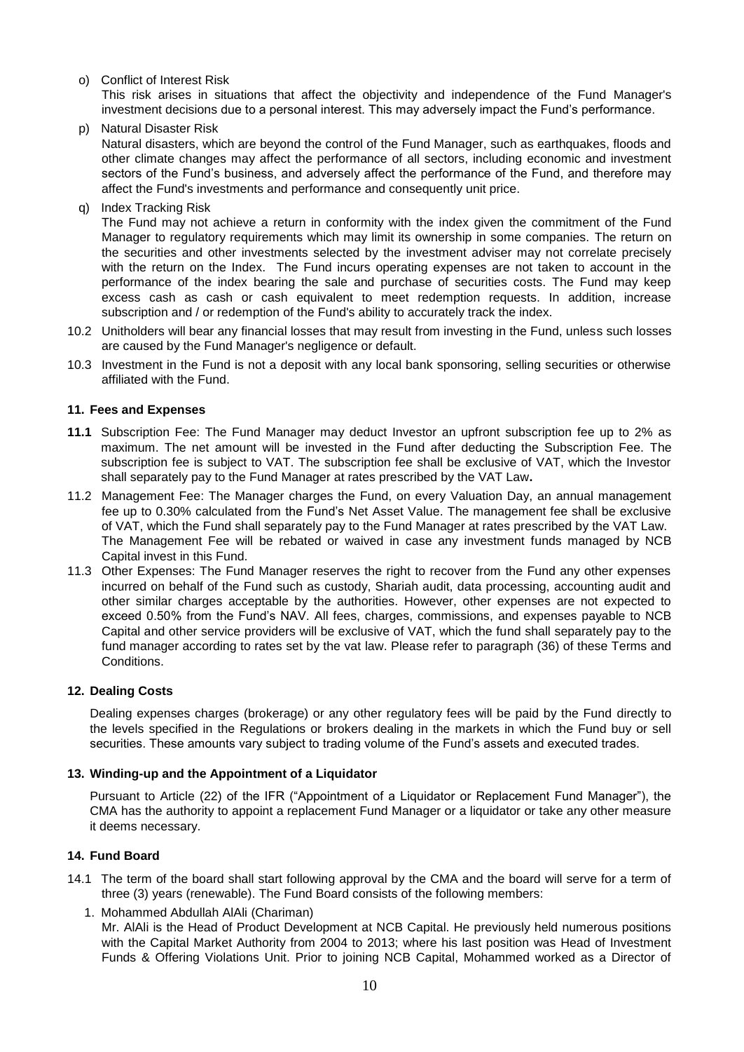o) Conflict of Interest Risk

   This risk arises in situations that affect the objectivity and independence of the Fund Manager's investment decisions due to a personal interest. This may adversely impact the Fund's performance.

p) Natural Disaster Risk

   Natural disasters, which are beyond the control of the Fund Manager, such as earthquakes, floods and other climate changes may affect the performance of all sectors, including economic and investment sectors of the Fund's business, and adversely affect the performance of the Fund, and therefore may affect the Fund's investments and performance and consequently unit price.

q) Index Tracking Risk

   The Fund may not achieve a return in conformity with the index given the commitment of the Fund Manager to regulatory requirements which may limit its ownership in some companies. The return on the securities and other investments selected by the investment adviser may not correlate precisely with the return on the Index. The Fund incurs operating expenses are not taken to account in the performance of the index bearing the sale and purchase of securities costs. The Fund may keep excess cash as cash or cash equivalent to meet redemption requests. In addition, increase subscription and / or redemption of the Fund's ability to accurately track the index.

10.2 Unitholders will bear any financial losses that may result from investing in the Fund, unless such losses are caused by the Fund Manager's negligence or default.

10.3 Investment in the Fund is not a deposit with any local bank sponsoring, selling securities or otherwise affiliated with the Fund.

### 11. Fees and Expenses

**11.1** Subscription Fee: The Fund Manager may deduct Investor an upfront subscription fee up to 2% as maximum. The net amount will be invested in the Fund after deducting the Subscription Fee. The subscription fee is subject to VAT. The subscription fee shall be exclusive of VAT, which the Investor shall separately pay to the Fund Manager at rates prescribed by the VAT Law**.**

11.2 Management Fee: The Manager charges the Fund, on every Valuation Day, an annual management fee up to 0.30% calculated from the Fund's Net Asset Value. The management fee shall be exclusive of VAT, which the Fund shall separately pay to the Fund Manager at rates prescribed by the VAT Law. The Management Fee will be rebated or waived in case any investment funds managed by NCB Capital invest in this Fund.

11.3 Other Expenses: The Fund Manager reserves the right to recover from the Fund any other expenses incurred on behalf of the Fund such as custody, Shariah audit, data processing, accounting audit and other similar charges acceptable by the authorities. However, other expenses are not expected to exceed 0.50% from the Fund's NAV. All fees, charges, commissions, and expenses payable to NCB Capital and other service providers will be exclusive of VAT, which the fund shall separately pay to the fund manager according to rates set by the vat law. Please refer to paragraph (36) of these Terms and Conditions.

### 12. Dealing Costs

Dealing expenses charges (brokerage) or any other regulatory fees will be paid by the Fund directly to the levels specified in the Regulations or brokers dealing in the markets in which the Fund buy or sell securities. These amounts vary subject to trading volume of the Fund's assets and executed trades.

### 13. Winding-up and the Appointment of a Liquidator

Pursuant to Article (22) of the IFR ("Appointment of a Liquidator or Replacement Fund Manager"), the CMA has the authority to appoint a replacement Fund Manager or a liquidator or take any other measure it deems necessary.

### 14. Fund Board

14.1 The term of the board shall start following approval by the CMA and the board will serve for a term of three (3) years (renewable). The Fund Board consists of the following members:

1. Mohammed Abdullah AlAli (Chariman)

   Mr. AlAli is the Head of Product Development at NCB Capital. He previously held numerous positions with the Capital Market Authority from 2004 to 2013; where his last position was Head of Investment Funds & Offering Violations Unit. Prior to joining NCB Capital, Mohammed worked as a Director of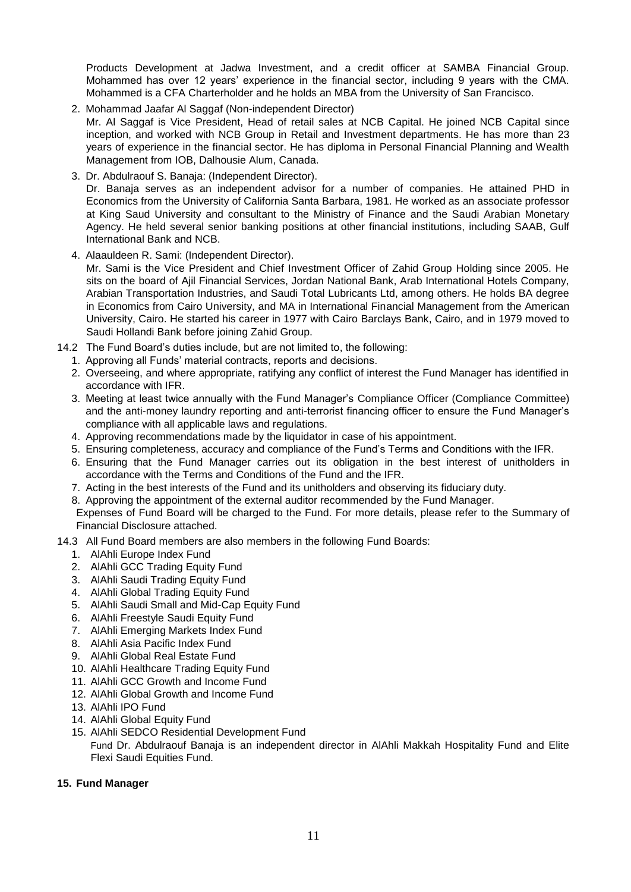Products Development at Jadwa Investment, and a credit officer at SAMBA Financial Group. Mohammed has over 12 years' experience in the financial sector, including 9 years with the CMA. Mohammed is a CFA Charterholder and he holds an MBA from the University of San Francisco.

2. Mohammad Jaafar Al Saggaf (Non-independent Director)
   Mr. Al Saggaf is Vice President, Head of retail sales at NCB Capital. He joined NCB Capital since inception, and worked with NCB Group in Retail and Investment departments. He has more than 23 years of experience in the financial sector. He has diploma in Personal Financial Planning and Wealth Management from IOB, Dalhousie Alum, Canada.
3. Dr. Abdulraouf S. Banaja: (Independent Director).
   Dr. Banaja serves as an independent advisor for a number of companies. He attained PHD in Economics from the University of California Santa Barbara, 1981. He worked as an associate professor at King Saud University and consultant to the Ministry of Finance and the Saudi Arabian Monetary Agency. He held several senior banking positions at other financial institutions, including SAAB, Gulf International Bank and NCB.
4. Alaauldeen R. Sami: (Independent Director).
   Mr. Sami is the Vice President and Chief Investment Officer of Zahid Group Holding since 2005. He sits on the board of Ajil Financial Services, Jordan National Bank, Arab International Hotels Company, Arabian Transportation Industries, and Saudi Total Lubricants Ltd, among others. He holds BA degree in Economics from Cairo University, and MA in International Financial Management from the American University, Cairo. He started his career in 1977 with Cairo Barclays Bank, Cairo, and in 1979 moved to Saudi Hollandi Bank before joining Zahid Group.

14.2 The Fund Board's duties include, but are not limited to, the following:

1. Approving all Funds' material contracts, reports and decisions.
2. Overseeing, and where appropriate, ratifying any conflict of interest the Fund Manager has identified in accordance with IFR.
3. Meeting at least twice annually with the Fund Manager's Compliance Officer (Compliance Committee) and the anti-money laundry reporting and anti-terrorist financing officer to ensure the Fund Manager's compliance with all applicable laws and regulations.
4. Approving recommendations made by the liquidator in case of his appointment.
5. Ensuring completeness, accuracy and compliance of the Fund's Terms and Conditions with the IFR.
6. Ensuring that the Fund Manager carries out its obligation in the best interest of unitholders in accordance with the Terms and Conditions of the Fund and the IFR.
7. Acting in the best interests of the Fund and its unitholders and observing its fiduciary duty.
8. Approving the appointment of the external auditor recommended by the Fund Manager.

Expenses of Fund Board will be charged to the Fund. For more details, please refer to the Summary of Financial Disclosure attached.

14.3 All Fund Board members are also members in the following Fund Boards:

1. AlAhli Europe Index Fund
2. AlAhli GCC Trading Equity Fund
3. AlAhli Saudi Trading Equity Fund
4. AlAhli Global Trading Equity Fund
5. AlAhli Saudi Small and Mid-Cap Equity Fund
6. AlAhli Freestyle Saudi Equity Fund
7. AlAhli Emerging Markets Index Fund
8. AlAhli Asia Pacific Index Fund
9. AlAhli Global Real Estate Fund
10. AlAhli Healthcare Trading Equity Fund
11. AlAhli GCC Growth and Income Fund
12. AlAhli Global Growth and Income Fund
13. AlAhli IPO Fund
14. AlAhli Global Equity Fund
15. AlAhli SEDCO Residential Development Fund

Fund Dr. Abdulraouf Banaja is an independent director in AlAhli Makkah Hospitality Fund and Elite Flexi Saudi Equities Fund.

**15. Fund Manager**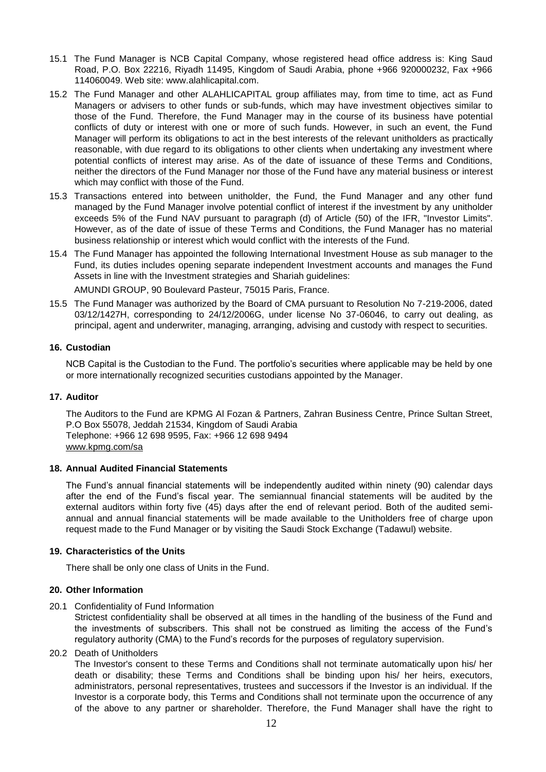15.1 The Fund Manager is NCB Capital Company, whose registered head office address is: King Saud Road, P.O. Box 22216, Riyadh 11495, Kingdom of Saudi Arabia, phone +966 920000232, Fax +966 114060049. Web site: www.alahlicapital.com.

15.2 The Fund Manager and other ALAHLICAPITAL group affiliates may, from time to time, act as Fund Managers or advisers to other funds or sub-funds, which may have investment objectives similar to those of the Fund. Therefore, the Fund Manager may in the course of its business have potential conflicts of duty or interest with one or more of such funds. However, in such an event, the Fund Manager will perform its obligations to act in the best interests of the relevant unitholders as practically reasonable, with due regard to its obligations to other clients when undertaking any investment where potential conflicts of interest may arise. As of the date of issuance of these Terms and Conditions, neither the directors of the Fund Manager nor those of the Fund have any material business or interest which may conflict with those of the Fund.

15.3 Transactions entered into between unitholder, the Fund, the Fund Manager and any other fund managed by the Fund Manager involve potential conflict of interest if the investment by any unitholder exceeds 5% of the Fund NAV pursuant to paragraph (d) of Article (50) of the IFR, "Investor Limits". However, as of the date of issue of these Terms and Conditions, the Fund Manager has no material business relationship or interest which would conflict with the interests of the Fund.

15.4 The Fund Manager has appointed the following International Investment House as sub manager to the Fund, its duties includes opening separate independent Investment accounts and manages the Fund Assets in line with the Investment strategies and Shariah guidelines:

AMUNDI GROUP, 90 Boulevard Pasteur, 75015 Paris, France.

15.5 The Fund Manager was authorized by the Board of CMA pursuant to Resolution No 7-219-2006, dated 03/12/1427H, corresponding to 24/12/2006G, under license No 37-06046, to carry out dealing, as principal, agent and underwriter, managing, arranging, advising and custody with respect to securities.

## 16. Custodian

NCB Capital is the Custodian to the Fund. The portfolio's securities where applicable may be held by one or more internationally recognized securities custodians appointed by the Manager.

## 17. Auditor

The Auditors to the Fund are KPMG Al Fozan & Partners, Zahran Business Centre, Prince Sultan Street, P.O Box 55078, Jeddah 21534, Kingdom of Saudi Arabia
Telephone: +966 12 698 9595, Fax: +966 12 698 9494
www.kpmg.com/sa

## 18. Annual Audited Financial Statements

The Fund's annual financial statements will be independently audited within ninety (90) calendar days after the end of the Fund's fiscal year. The semiannual financial statements will be audited by the external auditors within forty five (45) days after the end of relevant period. Both of the audited semi-annual and annual financial statements will be made available to the Unitholders free of charge upon request made to the Fund Manager or by visiting the Saudi Stock Exchange (Tadawul) website.

## 19. Characteristics of the Units

There shall be only one class of Units in the Fund.

## 20. Other Information

20.1 Confidentiality of Fund Information

Strictest confidentiality shall be observed at all times in the handling of the business of the Fund and the investments of subscribers. This shall not be construed as limiting the access of the Fund's regulatory authority (CMA) to the Fund's records for the purposes of regulatory supervision.

20.2 Death of Unitholders

The Investor's consent to these Terms and Conditions shall not terminate automatically upon his/ her death or disability; these Terms and Conditions shall be binding upon his/ her heirs, executors, administrators, personal representatives, trustees and successors if the Investor is an individual. If the Investor is a corporate body, this Terms and Conditions shall not terminate upon the occurrence of any of the above to any partner or shareholder. Therefore, the Fund Manager shall have the right to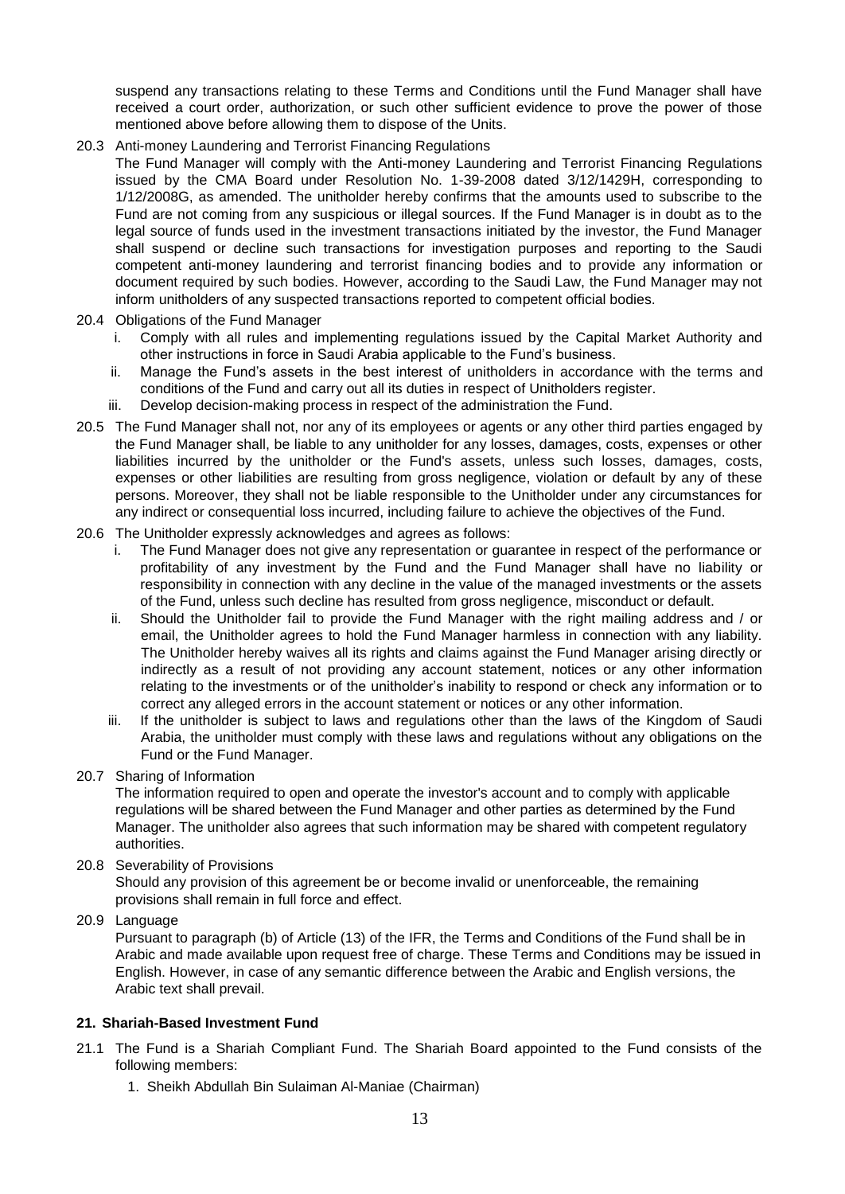suspend any transactions relating to these Terms and Conditions until the Fund Manager shall have received a court order, authorization, or such other sufficient evidence to prove the power of those mentioned above before allowing them to dispose of the Units.

20.3 Anti-money Laundering and Terrorist Financing Regulations

The Fund Manager will comply with the Anti-money Laundering and Terrorist Financing Regulations issued by the CMA Board under Resolution No. 1-39-2008 dated 3/12/1429H, corresponding to 1/12/2008G, as amended. The unitholder hereby confirms that the amounts used to subscribe to the Fund are not coming from any suspicious or illegal sources. If the Fund Manager is in doubt as to the legal source of funds used in the investment transactions initiated by the investor, the Fund Manager shall suspend or decline such transactions for investigation purposes and reporting to the Saudi competent anti-money laundering and terrorist financing bodies and to provide any information or document required by such bodies. However, according to the Saudi Law, the Fund Manager may not inform unitholders of any suspected transactions reported to competent official bodies.

20.4 Obligations of the Fund Manager

i. Comply with all rules and implementing regulations issued by the Capital Market Authority and other instructions in force in Saudi Arabia applicable to the Fund's business.
ii. Manage the Fund's assets in the best interest of unitholders in accordance with the terms and conditions of the Fund and carry out all its duties in respect of Unitholders register.
iii. Develop decision-making process in respect of the administration the Fund.

20.5 The Fund Manager shall not, nor any of its employees or agents or any other third parties engaged by the Fund Manager shall, be liable to any unitholder for any losses, damages, costs, expenses or other liabilities incurred by the unitholder or the Fund's assets, unless such losses, damages, costs, expenses or other liabilities are resulting from gross negligence, violation or default by any of these persons. Moreover, they shall not be liable responsible to the Unitholder under any circumstances for any indirect or consequential loss incurred, including failure to achieve the objectives of the Fund.

20.6 The Unitholder expressly acknowledges and agrees as follows:

i. The Fund Manager does not give any representation or guarantee in respect of the performance or profitability of any investment by the Fund and the Fund Manager shall have no liability or responsibility in connection with any decline in the value of the managed investments or the assets of the Fund, unless such decline has resulted from gross negligence, misconduct or default.
ii. Should the Unitholder fail to provide the Fund Manager with the right mailing address and / or email, the Unitholder agrees to hold the Fund Manager harmless in connection with any liability. The Unitholder hereby waives all its rights and claims against the Fund Manager arising directly or indirectly as a result of not providing any account statement, notices or any other information relating to the investments or of the unitholder's inability to respond or check any information or to correct any alleged errors in the account statement or notices or any other information.
iii. If the unitholder is subject to laws and regulations other than the laws of the Kingdom of Saudi Arabia, the unitholder must comply with these laws and regulations without any obligations on the Fund or the Fund Manager.

20.7 Sharing of Information

The information required to open and operate the investor's account and to comply with applicable regulations will be shared between the Fund Manager and other parties as determined by the Fund Manager. The unitholder also agrees that such information may be shared with competent regulatory authorities.

20.8 Severability of Provisions

Should any provision of this agreement be or become invalid or unenforceable, the remaining provisions shall remain in full force and effect.

20.9 Language

Pursuant to paragraph (b) of Article (13) of the IFR, the Terms and Conditions of the Fund shall be in Arabic and made available upon request free of charge. These Terms and Conditions may be issued in English. However, in case of any semantic difference between the Arabic and English versions, the Arabic text shall prevail.

**21. Shariah-Based Investment Fund**

21.1 The Fund is a Shariah Compliant Fund. The Shariah Board appointed to the Fund consists of the following members:

1. Sheikh Abdullah Bin Sulaiman Al-Maniae (Chairman)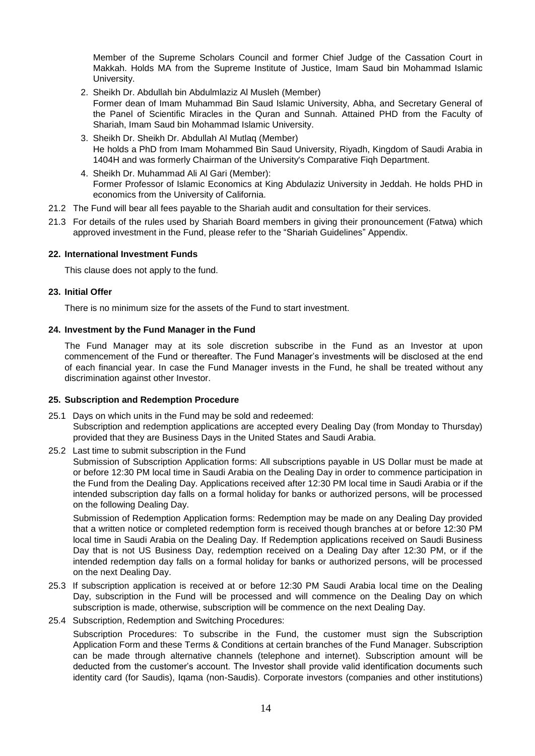Member of the Supreme Scholars Council and former Chief Judge of the Cassation Court in Makkah. Holds MA from the Supreme Institute of Justice, Imam Saud bin Mohammad Islamic University.

2. Sheikh Dr. Abdullah bin Abdulmlaziz Al Musleh (Member)
   Former dean of Imam Muhammad Bin Saud Islamic University, Abha, and Secretary General of the Panel of Scientific Miracles in the Quran and Sunnah. Attained PHD from the Faculty of Shariah, Imam Saud bin Mohammad Islamic University.
3. Sheikh Dr. Sheikh Dr. Abdullah Al Mutlaq (Member)
   He holds a PhD from Imam Mohammed Bin Saud University, Riyadh, Kingdom of Saudi Arabia in 1404H and was formerly Chairman of the University's Comparative Fiqh Department.
4. Sheikh Dr. Muhammad Ali Al Gari (Member):
   Former Professor of Islamic Economics at King Abdulaziz University in Jeddah. He holds PHD in economics from the University of California.

21.2 The Fund will bear all fees payable to the Shariah audit and consultation for their services.

21.3 For details of the rules used by Shariah Board members in giving their pronouncement (Fatwa) which approved investment in the Fund, please refer to the "Shariah Guidelines" Appendix.

## 22. International Investment Funds

This clause does not apply to the fund.

## 23. Initial Offer

There is no minimum size for the assets of the Fund to start investment.

## 24. Investment by the Fund Manager in the Fund

The Fund Manager may at its sole discretion subscribe in the Fund as an Investor at upon commencement of the Fund or thereafter. The Fund Manager's investments will be disclosed at the end of each financial year. In case the Fund Manager invests in the Fund, he shall be treated without any discrimination against other Investor.

## 25. Subscription and Redemption Procedure

25.1 Days on which units in the Fund may be sold and redeemed:
Subscription and redemption applications are accepted every Dealing Day (from Monday to Thursday) provided that they are Business Days in the United States and Saudi Arabia.

25.2 Last time to submit subscription in the Fund
Submission of Subscription Application forms: All subscriptions payable in US Dollar must be made at or before 12:30 PM local time in Saudi Arabia on the Dealing Day in order to commence participation in the Fund from the Dealing Day. Applications received after 12:30 PM local time in Saudi Arabia or if the intended subscription day falls on a formal holiday for banks or authorized persons, will be processed on the following Dealing Day.

Submission of Redemption Application forms: Redemption may be made on any Dealing Day provided that a written notice or completed redemption form is received though branches at or before 12:30 PM local time in Saudi Arabia on the Dealing Day. If Redemption applications received on Saudi Business Day that is not US Business Day, redemption received on a Dealing Day after 12:30 PM, or if the intended redemption day falls on a formal holiday for banks or authorized persons, will be processed on the next Dealing Day.

25.3 If subscription application is received at or before 12:30 PM Saudi Arabia local time on the Dealing Day, subscription in the Fund will be processed and will commence on the Dealing Day on which subscription is made, otherwise, subscription will be commence on the next Dealing Day.

25.4 Subscription, Redemption and Switching Procedures:

Subscription Procedures: To subscribe in the Fund, the customer must sign the Subscription Application Form and these Terms & Conditions at certain branches of the Fund Manager. Subscription can be made through alternative channels (telephone and internet). Subscription amount will be deducted from the customer's account. The Investor shall provide valid identification documents such identity card (for Saudis), Iqama (non-Saudis). Corporate investors (companies and other institutions)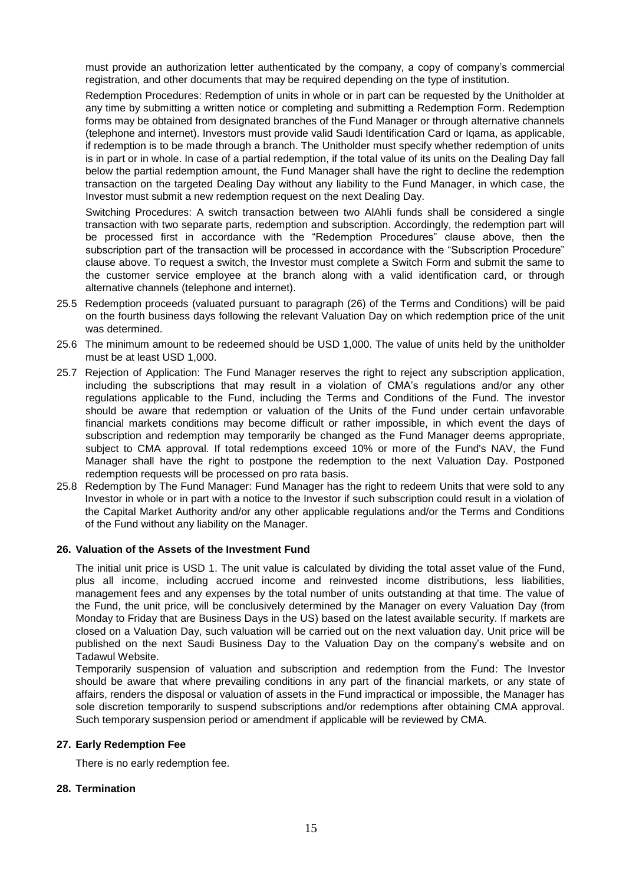must provide an authorization letter authenticated by the company, a copy of company's commercial registration, and other documents that may be required depending on the type of institution.

Redemption Procedures: Redemption of units in whole or in part can be requested by the Unitholder at any time by submitting a written notice or completing and submitting a Redemption Form. Redemption forms may be obtained from designated branches of the Fund Manager or through alternative channels (telephone and internet). Investors must provide valid Saudi Identification Card or Iqama, as applicable, if redemption is to be made through a branch. The Unitholder must specify whether redemption of units is in part or in whole. In case of a partial redemption, if the total value of its units on the Dealing Day fall below the partial redemption amount, the Fund Manager shall have the right to decline the redemption transaction on the targeted Dealing Day without any liability to the Fund Manager, in which case, the Investor must submit a new redemption request on the next Dealing Day.

Switching Procedures: A switch transaction between two AlAhli funds shall be considered a single transaction with two separate parts, redemption and subscription. Accordingly, the redemption part will be processed first in accordance with the "Redemption Procedures" clause above, then the subscription part of the transaction will be processed in accordance with the "Subscription Procedure" clause above. To request a switch, the Investor must complete a Switch Form and submit the same to the customer service employee at the branch along with a valid identification card, or through alternative channels (telephone and internet).

25.5 Redemption proceeds (valuated pursuant to paragraph (26) of the Terms and Conditions) will be paid on the fourth business days following the relevant Valuation Day on which redemption price of the unit was determined.

25.6 The minimum amount to be redeemed should be USD 1,000. The value of units held by the unitholder must be at least USD 1,000.

25.7 Rejection of Application: The Fund Manager reserves the right to reject any subscription application, including the subscriptions that may result in a violation of CMA's regulations and/or any other regulations applicable to the Fund, including the Terms and Conditions of the Fund. The investor should be aware that redemption or valuation of the Units of the Fund under certain unfavorable financial markets conditions may become difficult or rather impossible, in which event the days of subscription and redemption may temporarily be changed as the Fund Manager deems appropriate, subject to CMA approval. If total redemptions exceed 10% or more of the Fund's NAV, the Fund Manager shall have the right to postpone the redemption to the next Valuation Day. Postponed redemption requests will be processed on pro rata basis.

25.8 Redemption by The Fund Manager: Fund Manager has the right to redeem Units that were sold to any Investor in whole or in part with a notice to the Investor if such subscription could result in a violation of the Capital Market Authority and/or any other applicable regulations and/or the Terms and Conditions of the Fund without any liability on the Manager.

## 26. Valuation of the Assets of the Investment Fund

The initial unit price is USD 1. The unit value is calculated by dividing the total asset value of the Fund, plus all income, including accrued income and reinvested income distributions, less liabilities, management fees and any expenses by the total number of units outstanding at that time. The value of the Fund, the unit price, will be conclusively determined by the Manager on every Valuation Day (from Monday to Friday that are Business Days in the US) based on the latest available security. If markets are closed on a Valuation Day, such valuation will be carried out on the next valuation day. Unit price will be published on the next Saudi Business Day to the Valuation Day on the company's website and on Tadawul Website.

Temporarily suspension of valuation and subscription and redemption from the Fund: The Investor should be aware that where prevailing conditions in any part of the financial markets, or any state of affairs, renders the disposal or valuation of assets in the Fund impractical or impossible, the Manager has sole discretion temporarily to suspend subscriptions and/or redemptions after obtaining CMA approval. Such temporary suspension period or amendment if applicable will be reviewed by CMA.

## 27. Early Redemption Fee

There is no early redemption fee.

## 28. Termination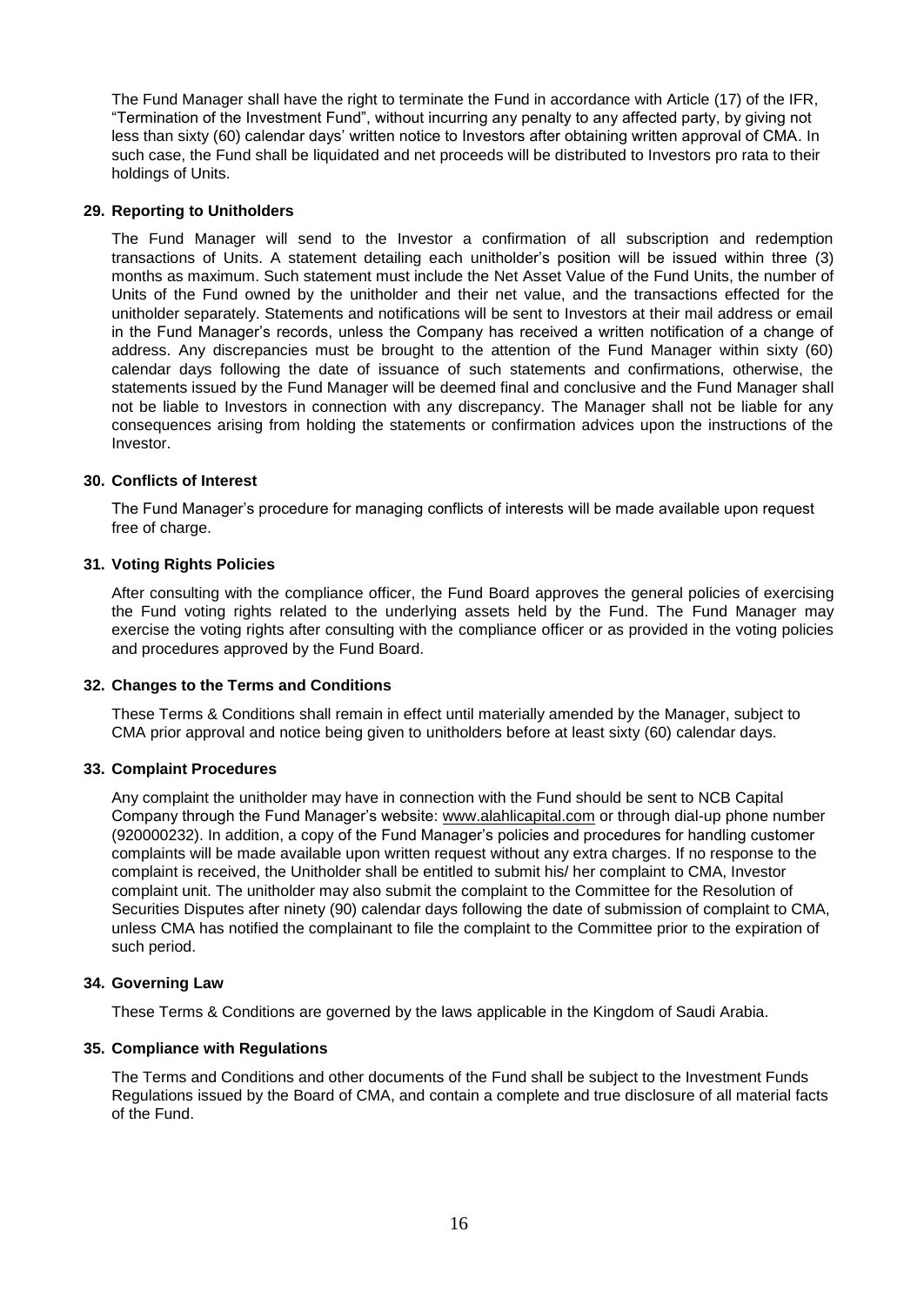The Fund Manager shall have the right to terminate the Fund in accordance with Article (17) of the IFR, "Termination of the Investment Fund", without incurring any penalty to any affected party, by giving not less than sixty (60) calendar days' written notice to Investors after obtaining written approval of CMA. In such case, the Fund shall be liquidated and net proceeds will be distributed to Investors pro rata to their holdings of Units.

## 29. Reporting to Unitholders

The Fund Manager will send to the Investor a confirmation of all subscription and redemption transactions of Units. A statement detailing each unitholder's position will be issued within three (3) months as maximum. Such statement must include the Net Asset Value of the Fund Units, the number of Units of the Fund owned by the unitholder and their net value, and the transactions effected for the unitholder separately. Statements and notifications will be sent to Investors at their mail address or email in the Fund Manager's records, unless the Company has received a written notification of a change of address. Any discrepancies must be brought to the attention of the Fund Manager within sixty (60) calendar days following the date of issuance of such statements and confirmations, otherwise, the statements issued by the Fund Manager will be deemed final and conclusive and the Fund Manager shall not be liable to Investors in connection with any discrepancy. The Manager shall not be liable for any consequences arising from holding the statements or confirmation advices upon the instructions of the Investor.

## 30. Conflicts of Interest

The Fund Manager's procedure for managing conflicts of interests will be made available upon request free of charge.

## 31. Voting Rights Policies

After consulting with the compliance officer, the Fund Board approves the general policies of exercising the Fund voting rights related to the underlying assets held by the Fund. The Fund Manager may exercise the voting rights after consulting with the compliance officer or as provided in the voting policies and procedures approved by the Fund Board.

## 32. Changes to the Terms and Conditions

These Terms & Conditions shall remain in effect until materially amended by the Manager, subject to CMA prior approval and notice being given to unitholders before at least sixty (60) calendar days.

## 33. Complaint Procedures

Any complaint the unitholder may have in connection with the Fund should be sent to NCB Capital Company through the Fund Manager's website: www.alahlicapital.com or through dial-up phone number (920000232). In addition, a copy of the Fund Manager's policies and procedures for handling customer complaints will be made available upon written request without any extra charges. If no response to the complaint is received, the Unitholder shall be entitled to submit his/ her complaint to CMA, Investor complaint unit. The unitholder may also submit the complaint to the Committee for the Resolution of Securities Disputes after ninety (90) calendar days following the date of submission of complaint to CMA, unless CMA has notified the complainant to file the complaint to the Committee prior to the expiration of such period.

## 34. Governing Law

These Terms & Conditions are governed by the laws applicable in the Kingdom of Saudi Arabia.

## 35. Compliance with Regulations

The Terms and Conditions and other documents of the Fund shall be subject to the Investment Funds Regulations issued by the Board of CMA, and contain a complete and true disclosure of all material facts of the Fund.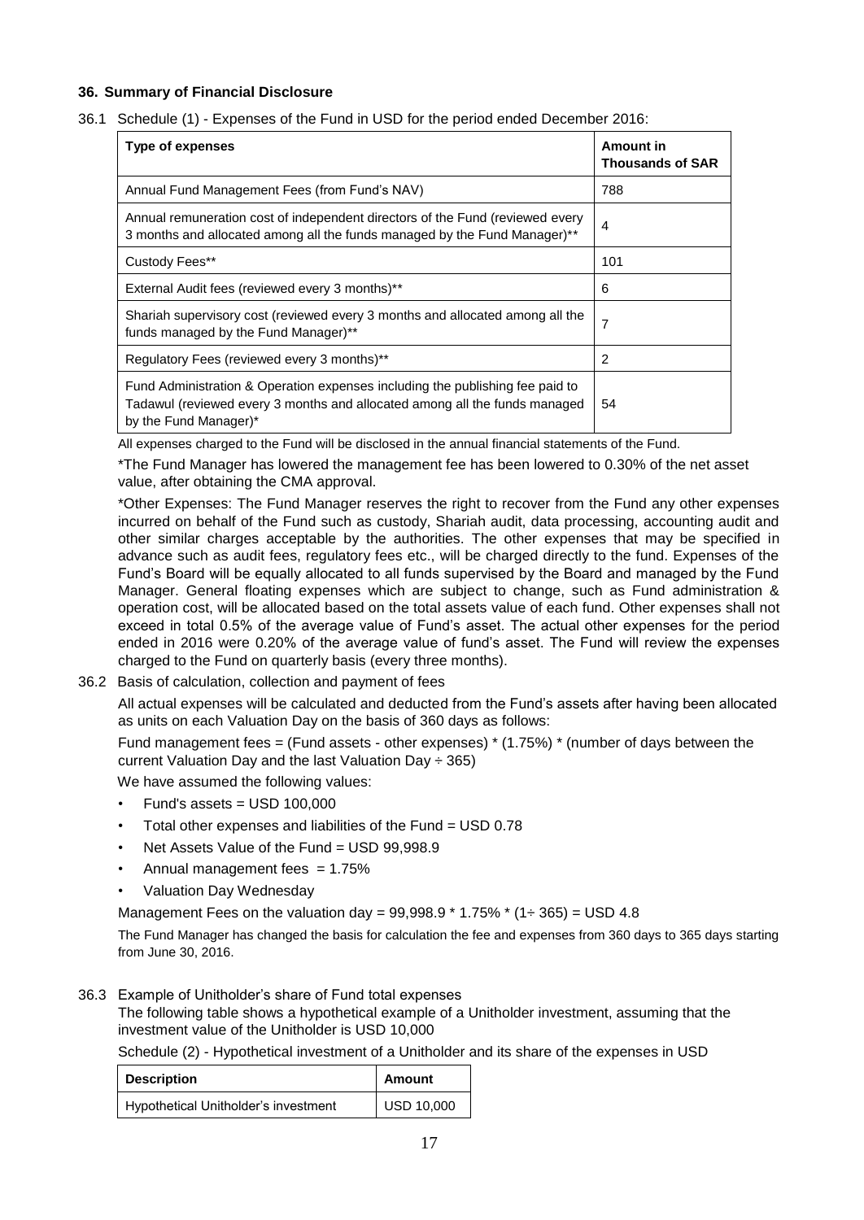## 36. Summary of Financial Disclosure

36.1 Schedule (1) - Expenses of the Fund in USD for the period ended December 2016:

| Type of expenses | Amount in Thousands of SAR |
|---|---|
| Annual Fund Management Fees (from Fund's NAV) | 788 |
| Annual remuneration cost of independent directors of the Fund (reviewed every 3 months and allocated among all the funds managed by the Fund Manager)** | 4 |
| Custody Fees** | 101 |
| External Audit fees (reviewed every 3 months)** | 6 |
| Shariah supervisory cost (reviewed every 3 months and allocated among all the funds managed by the Fund Manager)** | 7 |
| Regulatory Fees (reviewed every 3 months)** | 2 |
| Fund Administration & Operation expenses including the publishing fee paid to Tadawul (reviewed every 3 months and allocated among all the funds managed by the Fund Manager)* | 54 |

All expenses charged to the Fund will be disclosed in the annual financial statements of the Fund.

*The Fund Manager has lowered the management fee has been lowered to 0.30% of the net asset value, after obtaining the CMA approval.

*Other Expenses: The Fund Manager reserves the right to recover from the Fund any other expenses incurred on behalf of the Fund such as custody, Shariah audit, data processing, accounting audit and other similar charges acceptable by the authorities. The other expenses that may be specified in advance such as audit fees, regulatory fees etc., will be charged directly to the fund. Expenses of the Fund's Board will be equally allocated to all funds supervised by the Board and managed by the Fund Manager. General floating expenses which are subject to change, such as Fund administration & operation cost, will be allocated based on the total assets value of each fund. Other expenses shall not exceed in total 0.5% of the average value of Fund's asset. The actual other expenses for the period ended in 2016 were 0.20% of the average value of fund's asset. The Fund will review the expenses charged to the Fund on quarterly basis (every three months).

36.2 Basis of calculation, collection and payment of fees

All actual expenses will be calculated and deducted from the Fund's assets after having been allocated as units on each Valuation Day on the basis of 360 days as follows:

Fund management fees = (Fund assets - other expenses) * (1.75%) * (number of days between the current Valuation Day and the last Valuation Day ÷ 365)

We have assumed the following values:

- Fund's assets = USD 100,000
- Total other expenses and liabilities of the Fund = USD 0.78
- Net Assets Value of the Fund = USD 99,998.9
- Annual management fees = 1.75%
- Valuation Day Wednesday

Management Fees on the valuation day = 99,998.9 * 1.75% * (1÷ 365) = USD 4.8

The Fund Manager has changed the basis for calculation the fee and expenses from 360 days to 365 days starting from June 30, 2016.

36.3 Example of Unitholder's share of Fund total expenses

The following table shows a hypothetical example of a Unitholder investment, assuming that the investment value of the Unitholder is USD 10,000

Schedule (2) - Hypothetical investment of a Unitholder and its share of the expenses in USD

| Description | Amount |
|---|---|
| Hypothetical Unitholder's investment | USD 10,000 |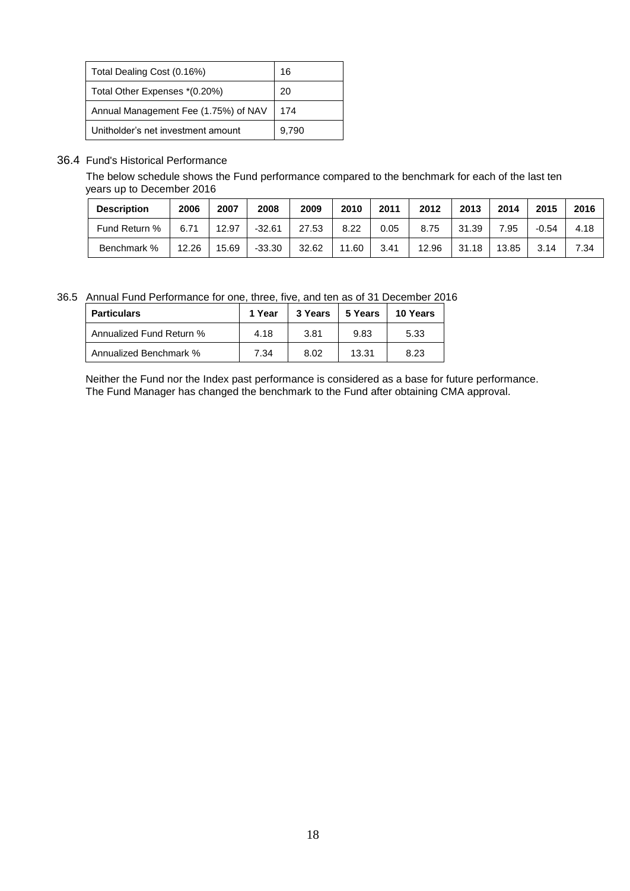| Total Dealing Cost (0.16%) | 16 |
|---|---|
| Total Other Expenses *(0.20%) | 20 |
| Annual Management Fee (1.75%) of NAV | 174 |
| Unitholder's net investment amount | 9,790 |

36.4 Fund's Historical Performance

The below schedule shows the Fund performance compared to the benchmark for each of the last ten years up to December 2016

| Description | 2006 | 2007 | 2008 | 2009 | 2010 | 2011 | 2012 | 2013 | 2014 | 2015 | 2016 |
|---|---|---|---|---|---|---|---|---|---|---|---|
| Fund Return % | 6.71 | 12.97 | -32.61 | 27.53 | 8.22 | 0.05 | 8.75 | 31.39 | 7.95 | -0.54 | 4.18 |
| Benchmark % | 12.26 | 15.69 | -33.30 | 32.62 | 11.60 | 3.41 | 12.96 | 31.18 | 13.85 | 3.14 | 7.34 |

36.5 Annual Fund Performance for one, three, five, and ten as of 31 December 2016

| Particulars | 1 Year | 3 Years | 5 Years | 10 Years |
|---|---|---|---|---|
| Annualized Fund Return % | 4.18 | 3.81 | 9.83 | 5.33 |
| Annualized Benchmark % | 7.34 | 8.02 | 13.31 | 8.23 |

Neither the Fund nor the Index past performance is considered as a base for future performance. The Fund Manager has changed the benchmark to the Fund after obtaining CMA approval.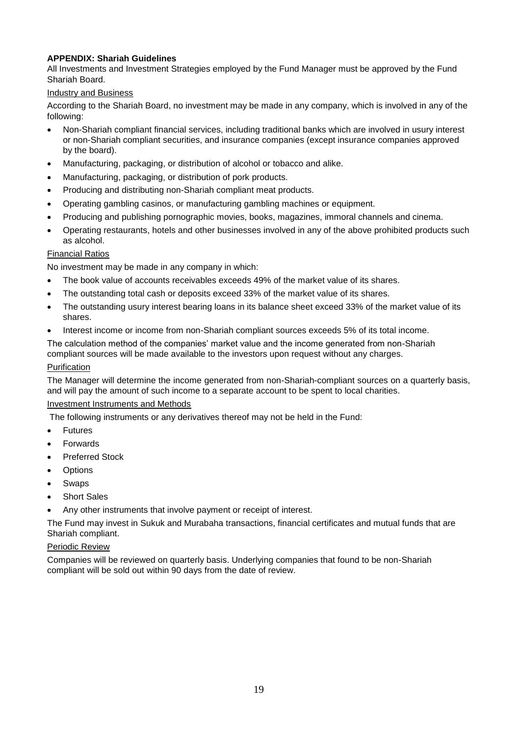**APPENDIX: Shariah Guidelines**

All Investments and Investment Strategies employed by the Fund Manager must be approved by the Fund Shariah Board.

Industry and Business

According to the Shariah Board, no investment may be made in any company, which is involved in any of the following:

- Non-Shariah compliant financial services, including traditional banks which are involved in usury interest or non-Shariah compliant securities, and insurance companies (except insurance companies approved by the board).
- Manufacturing, packaging, or distribution of alcohol or tobacco and alike.
- Manufacturing, packaging, or distribution of pork products.
- Producing and distributing non-Shariah compliant meat products.
- Operating gambling casinos, or manufacturing gambling machines or equipment.
- Producing and publishing pornographic movies, books, magazines, immoral channels and cinema.
- Operating restaurants, hotels and other businesses involved in any of the above prohibited products such as alcohol.

Financial Ratios

No investment may be made in any company in which:

- The book value of accounts receivables exceeds 49% of the market value of its shares.
- The outstanding total cash or deposits exceed 33% of the market value of its shares.
- The outstanding usury interest bearing loans in its balance sheet exceed 33% of the market value of its shares.
- Interest income or income from non-Shariah compliant sources exceeds 5% of its total income.

The calculation method of the companies' market value and the income generated from non-Shariah compliant sources will be made available to the investors upon request without any charges.

Purification

The Manager will determine the income generated from non-Shariah-compliant sources on a quarterly basis, and will pay the amount of such income to a separate account to be spent to local charities.

Investment Instruments and Methods

The following instruments or any derivatives thereof may not be held in the Fund:

- Futures
- Forwards
- Preferred Stock
- Options
- Swaps
- Short Sales
- Any other instruments that involve payment or receipt of interest.

The Fund may invest in Sukuk and Murabaha transactions, financial certificates and mutual funds that are Shariah compliant.

Periodic Review

Companies will be reviewed on quarterly basis. Underlying companies that found to be non-Shariah compliant will be sold out within 90 days from the date of review.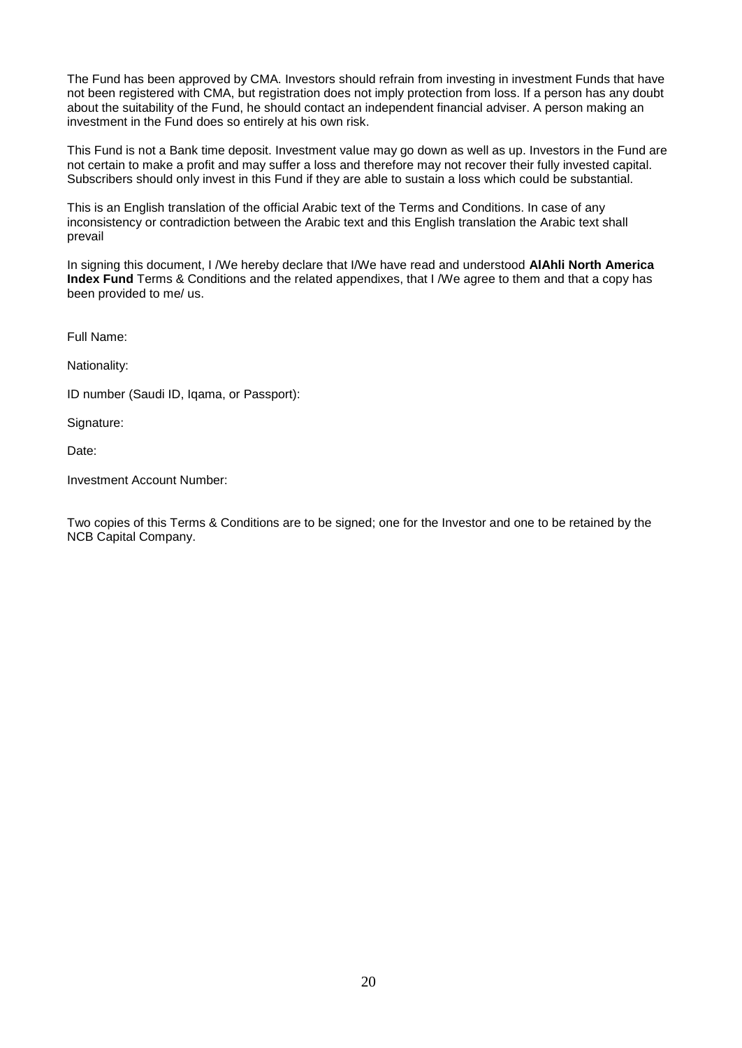The Fund has been approved by CMA. Investors should refrain from investing in investment Funds that have not been registered with CMA, but registration does not imply protection from loss. If a person has any doubt about the suitability of the Fund, he should contact an independent financial adviser. A person making an investment in the Fund does so entirely at his own risk.

This Fund is not a Bank time deposit. Investment value may go down as well as up. Investors in the Fund are not certain to make a profit and may suffer a loss and therefore may not recover their fully invested capital. Subscribers should only invest in this Fund if they are able to sustain a loss which could be substantial.

This is an English translation of the official Arabic text of the Terms and Conditions. In case of any inconsistency or contradiction between the Arabic text and this English translation the Arabic text shall prevail

In signing this document, I /We hereby declare that I/We have read and understood **AlAhli North America Index Fund** Terms & Conditions and the related appendixes, that I /We agree to them and that a copy has been provided to me/ us.

Full Name:

Nationality:

ID number (Saudi ID, Iqama, or Passport):

Signature:

Date:

Investment Account Number:

Two copies of this Terms & Conditions are to be signed; one for the Investor and one to be retained by the NCB Capital Company.